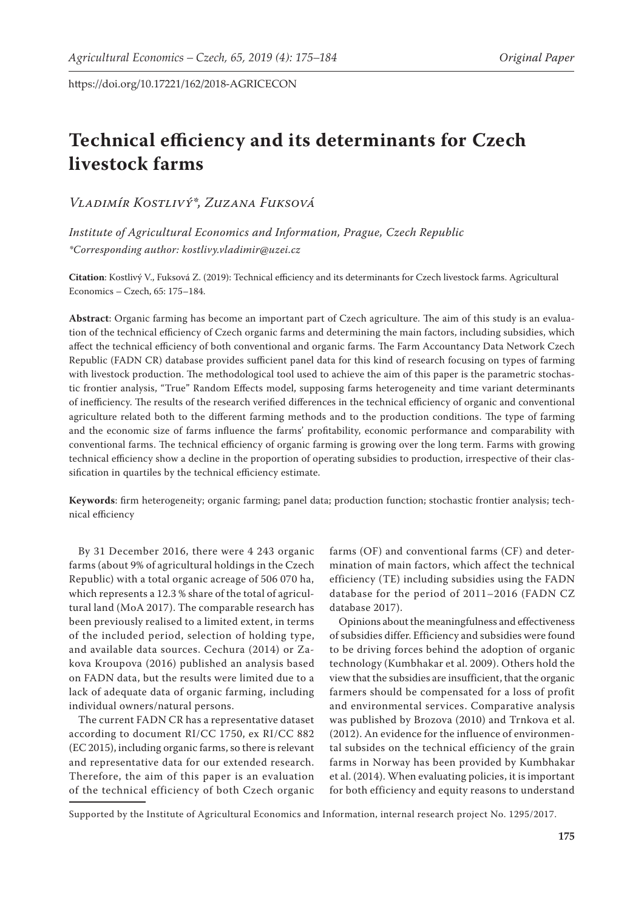https://doi.org/10.17221/162/2018-AGRICECON

# Technical efficiency and its determinants for Czech livestock farms

*Vladimír Kostlivý\*, Zuzana Fuksová*

*Institute of Agricultural Economics and Information, Prague, Czech Republic*
*\*Corresponding author: kostlivy.vladimir@uzei.cz*

**Citation**: Kostlivý V., Fuksová Z. (2019): Technical efficiency and its determinants for Czech livestock farms. Agricultural Economics – Czech, 65: 175–184.

**Abstract**: Organic farming has become an important part of Czech agriculture. The aim of this study is an evaluation of the technical efficiency of Czech organic farms and determining the main factors, including subsidies, which affect the technical efficiency of both conventional and organic farms. The Farm Accountancy Data Network Czech Republic (FADN CR) database provides sufficient panel data for this kind of research focusing on types of farming with livestock production. The methodological tool used to achieve the aim of this paper is the parametric stochastic frontier analysis, "True" Random Effects model, supposing farms heterogeneity and time variant determinants of inefficiency. The results of the research verified differences in the technical efficiency of organic and conventional agriculture related both to the different farming methods and to the production conditions. The type of farming and the economic size of farms influence the farms' profitability, economic performance and comparability with conventional farms. The technical efficiency of organic farming is growing over the long term. Farms with growing technical efficiency show a decline in the proportion of operating subsidies to production, irrespective of their classification in quartiles by the technical efficiency estimate.

**Keywords**: firm heterogeneity; organic farming; panel data; production function; stochastic frontier analysis; technical efficiency

By 31 December 2016, there were 4 243 organic farms (about 9% of agricultural holdings in the Czech Republic) with a total organic acreage of 506 070 ha, which represents a 12.3 % share of the total of agricultural land (MoA 2017). The comparable research has been previously realised to a limited extent, in terms of the included period, selection of holding type, and available data sources. Cechura (2014) or Zakova Kroupova (2016) published an analysis based on FADN data, but the results were limited due to a lack of adequate data of organic farming, including individual owners/natural persons.

The current FADN CR has a representative dataset according to document RI/CC 1750, ex RI/CC 882 (EC 2015), including organic farms, so there is relevant and representative data for our extended research. Therefore, the aim of this paper is an evaluation of the technical efficiency of both Czech organic farms (OF) and conventional farms (CF) and determination of main factors, which affect the technical efficiency (TE) including subsidies using the FADN database for the period of 2011–2016 (FADN CZ database 2017).

Opinions about the meaningfulness and effectiveness of subsidies differ. Efficiency and subsidies were found to be driving forces behind the adoption of organic technology (Kumbhakar et al. 2009). Others hold the view that the subsidies are insufficient, that the organic farmers should be compensated for a loss of profit and environmental services. Comparative analysis was published by Brozova (2010) and Trnkova et al. (2012). An evidence for the influence of environmental subsides on the technical efficiency of the grain farms in Norway has been provided by Kumbhakar et al. (2014). When evaluating policies, it is important for both efficiency and equity reasons to understand

Supported by the Institute of Agricultural Economics and Information, internal research project No. 1295/2017.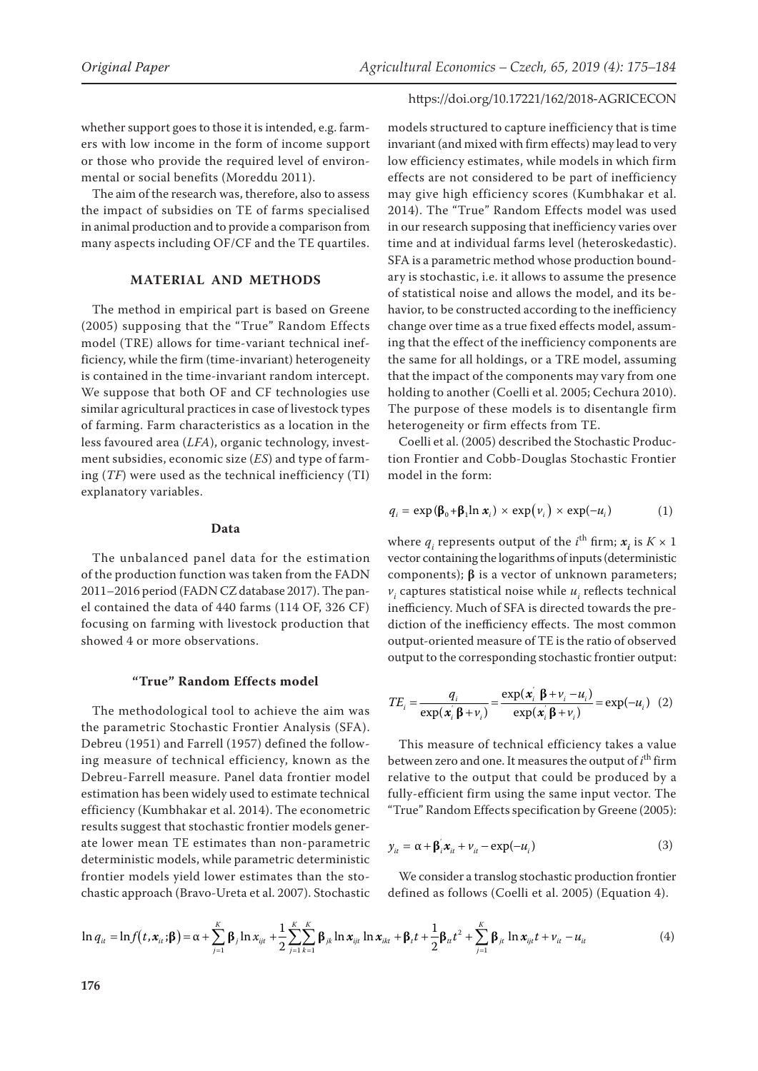whether support goes to those it is intended, e.g. farmers with low income in the form of income support or those who provide the required level of environmental or social benefits (Moreddu 2011).

The aim of the research was, therefore, also to assess the impact of subsidies on TE of farms specialised in animal production and to provide a comparison from many aspects including OF/CF and the TE quartiles.

## MATERIAL AND METHODS

The method in empirical part is based on Greene (2005) supposing that the "True" Random Effects model (TRE) allows for time-variant technical inefficiency, while the firm (time-invariant) heterogeneity is contained in the time-invariant random intercept. We suppose that both OF and CF technologies use similar agricultural practices in case of livestock types of farming. Farm characteristics as a location in the less favoured area (*LFA*), organic technology, investment subsidies, economic size (*ES*) and type of farming (*TF*) were used as the technical inefficiency (TI) explanatory variables.

### Data

The unbalanced panel data for the estimation of the production function was taken from the FADN 2011–2016 period (FADN CZ database 2017). The panel contained the data of 440 farms (114 OF, 326 CF) focusing on farming with livestock production that showed 4 or more observations.

### "True" Random Effects model

The methodological tool to achieve the aim was the parametric Stochastic Frontier Analysis (SFA). Debreu (1951) and Farrell (1957) defined the following measure of technical efficiency, known as the Debreu-Farrell measure. Panel data frontier model estimation has been widely used to estimate technical efficiency (Kumbhakar et al. 2014). The econometric results suggest that stochastic frontier models generate lower mean TE estimates than non-parametric deterministic models, while parametric deterministic frontier models yield lower estimates than the stochastic approach (Bravo-Ureta et al. 2007). Stochastic models structured to capture inefficiency that is time invariant (and mixed with firm effects) may lead to very low efficiency estimates, while models in which firm effects are not considered to be part of inefficiency may give high efficiency scores (Kumbhakar et al. 2014). The "True" Random Effects model was used in our research supposing that inefficiency varies over time and at individual farms level (heteroskedastic). SFA is a parametric method whose production boundary is stochastic, i.e. it allows to assume the presence of statistical noise and allows the model, and its behavior, to be constructed according to the inefficiency change over time as a true fixed effects model, assuming that the effect of the inefficiency components are the same for all holdings, or a TRE model, assuming that the impact of the components may vary from one holding to another (Coelli et al. 2005; Cechura 2010). The purpose of these models is to disentangle firm heterogeneity or firm effects from TE.

Coelli et al. (2005) described the Stochastic Production Frontier and Cobb-Douglas Stochastic Frontier model in the form:

$$q_i = \exp(\boldsymbol{\beta}_0 + \boldsymbol{\beta}_1 \ln \boldsymbol{x}_i) \times \exp(v_i) \times \exp(-u_i) \qquad (1)$$

where $q_i$ represents output of the $i^{\text{th}}$ firm; $\boldsymbol{x}_i$ is $K \times 1$ vector containing the logarithms of inputs (deterministic components); $\boldsymbol{\beta}$ is a vector of unknown parameters; $v_i$ captures statistical noise while $u_i$ reflects technical inefficiency. Much of SFA is directed towards the prediction of the inefficiency effects. The most common output-oriented measure of TE is the ratio of observed output to the corresponding stochastic frontier output:

$$TE_i = \frac{q_i}{\exp(\boldsymbol{x}_i^{'}\boldsymbol{\beta} + v_i)} = \frac{\exp(\boldsymbol{x}_i^{'}\boldsymbol{\beta} + v_i - u_i)}{\exp(\boldsymbol{x}_i^{'}\boldsymbol{\beta} + v_i)} = \exp(-u_i) \qquad (2)$$

This measure of technical efficiency takes a value between zero and one. It measures the output of $i^{\text{th}}$ firm relative to the output that could be produced by a fully-efficient firm using the same input vector. The "True" Random Effects specification by Greene (2005):

$$y_{it} = \alpha + \boldsymbol{\beta}_i^{'}\boldsymbol{x}_{it} + v_{it} - \exp(-u_i) \qquad (3)$$

We consider a translog stochastic production frontier defined as follows (Coelli et al. 2005) (Equation 4).

$$\ln q_{it} = \ln f(t, \boldsymbol{x}_{it}; \boldsymbol{\beta}) = \alpha + \sum_{j=1}^{K} \boldsymbol{\beta}_j \ln x_{ijt} + \frac{1}{2}\sum_{j=1}^{K}\sum_{k=1}^{K} \boldsymbol{\beta}_{jk} \ln \boldsymbol{x}_{ijt} \ln \boldsymbol{x}_{ikt} + \boldsymbol{\beta}_t t + \frac{1}{2}\boldsymbol{\beta}_{tt} t^2 + \sum_{j=1}^{K} \boldsymbol{\beta}_{jt} \ln \boldsymbol{x}_{ijt} t + v_{it} - u_{it} \qquad (4)$$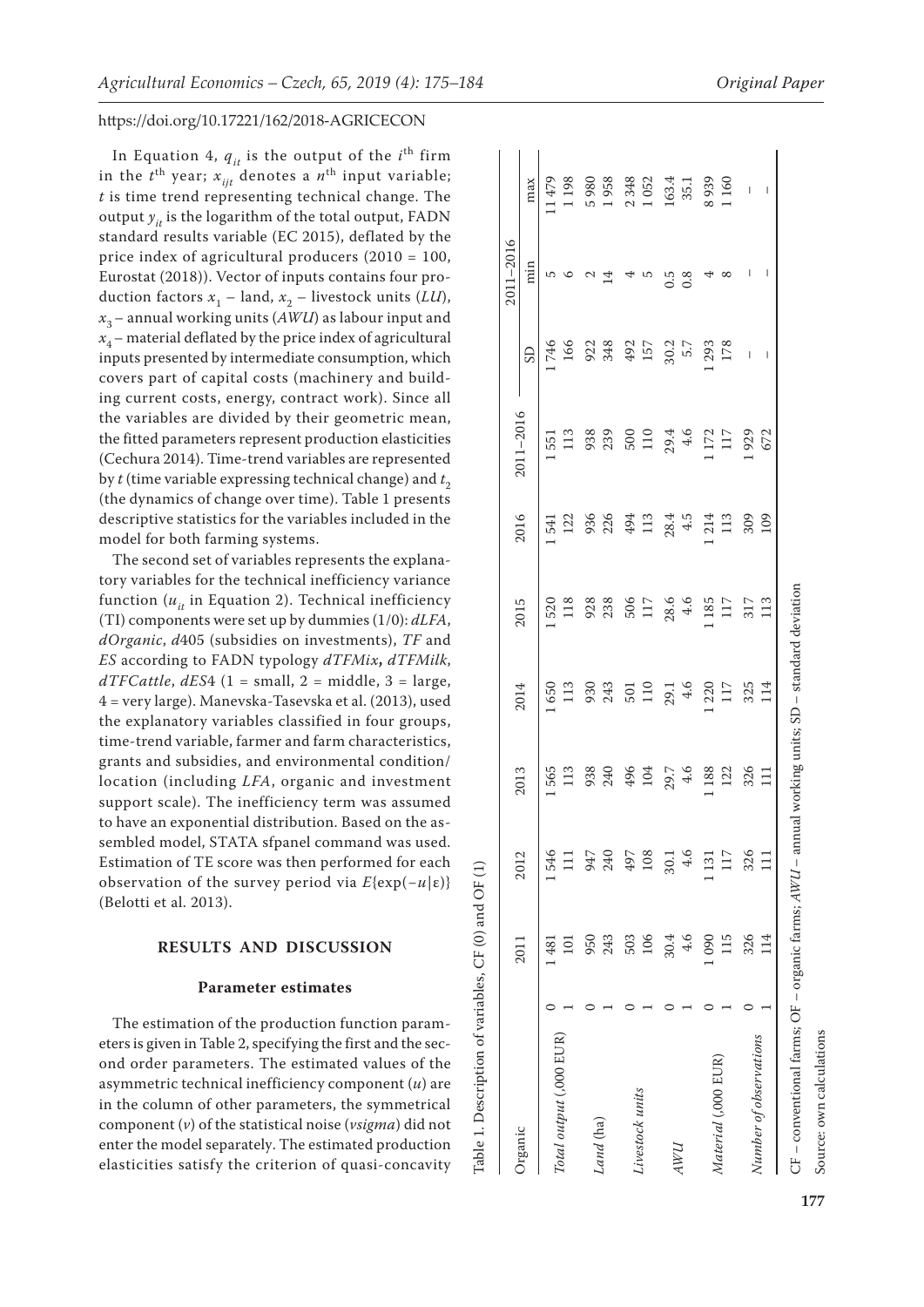https://doi.org/10.17221/162/2018-AGRICECON

In Equation 4, $q_{it}$ is the output of the $i^{th}$ firm in the $t^{th}$ year; $x_{ijt}$ denotes a $n^{th}$ input variable; $t$ is time trend representing technical change. The output $y_{it}$ is the logarithm of the total output, FADN standard results variable (EC 2015), deflated by the price index of agricultural producers (2010 = 100, Eurostat (2018)). Vector of inputs contains four production factors $x_1$ – land, $x_2$ – livestock units (*LU*), $x_3$ – annual working units (*AWU*) as labour input and $x_4$ – material deflated by the price index of agricultural inputs presented by intermediate consumption, which covers part of capital costs (machinery and building current costs, energy, contract work). Since all the variables are divided by their geometric mean, the fitted parameters represent production elasticities (Cechura 2014). Time-trend variables are represented by $t$ (time variable expressing technical change) and $t_2$ (the dynamics of change over time). Table 1 presents descriptive statistics for the variables included in the model for both farming systems.

The second set of variables represents the explanatory variables for the technical inefficiency variance function ($u_{it}$ in Equation 2). Technical inefficiency (TI) components were set up by dummies (1/0): *dLFA*, *dOrganic*, *d*405 (subsidies on investments), *TF* and *ES* according to FADN typology *dTFMix*, *dTFMilk*, *dTFCattle*, *dES*4 (1 = small, 2 = middle, 3 = large, 4 = very large). Manevska-Tasevska et al. (2013), used the explanatory variables classified in four groups, time-trend variable, farmer and farm characteristics, grants and subsidies, and environmental condition/location (including *LFA*, organic and investment support scale). The inefficiency term was assumed to have an exponential distribution. Based on the assembled model, STATA sfpanel command was used. Estimation of TE score was then performed for each observation of the survey period via $E\{\exp(-u|\varepsilon)\}$ (Belotti et al. 2013).

## RESULTS AND DISCUSSION

### Parameter estimates

The estimation of the production function parameters is given in Table 2, specifying the first and the second order parameters. The estimated values of the asymmetric technical inefficiency component ($u$) are in the column of other parameters, the symmetrical component ($v$) of the statistical noise (*vsigma*) did not enter the model separately. The estimated production elasticities satisfy the criterion of quasi-concavity

Table 1. Description of variables, CF (0) and OF (1)

| | Organic | 2011 | 2012 | 2013 | 2014 | 2015 | 2016 | 2011–2016 | 2011–2016 | | |
|---|---|---|---|---|---|---|---|---|---|---|---|
| | | | | | | | | | SD | min | max |
| *Total output* (,000 EUR) | 0 | 1 481 | 1 546 | 1 565 | 1 650 | 1 520 | 1 541 | 1 551 | 1 746 | 5 | 11 479 |
| | 1 | 101 | 111 | 113 | 113 | 118 | 122 | 113 | 166 | 6 | 1 198 |
| *Land* (ha) | 0 | 950 | 947 | 938 | 930 | 928 | 936 | 938 | 922 | 2 | 5 980 |
| | 1 | 243 | 240 | 240 | 243 | 238 | 226 | 239 | 348 | 14 | 1 958 |
| *Livestock units* | 0 | 503 | 497 | 496 | 501 | 506 | 494 | 500 | 492 | 4 | 2 348 |
| | 1 | 106 | 108 | 104 | 110 | 117 | 113 | 110 | 157 | 5 | 1 052 |
| *AWU* | 0 | 30.4 | 30.1 | 29.7 | 29.1 | 28.6 | 28.4 | 29.4 | 30.2 | 0.5 | 163.4 |
| | 1 | 4.6 | 4.6 | 4.6 | 4.6 | 4.6 | 4.5 | 4.6 | 5.7 | 0.8 | 35.1 |
| *Material* (,000 EUR) | 0 | 1 090 | 1 131 | 1 188 | 1 220 | 1 185 | 1 214 | 1 172 | 1 293 | 4 | 8 939 |
| | 1 | 115 | 117 | 122 | 117 | 117 | 113 | 117 | 178 | 8 | 1 160 |
| *Number of observations* | 0 | 326 | 326 | 326 | 325 | 317 | 309 | 1 929 | – | – | – |
| | 1 | 114 | 111 | 111 | 114 | 113 | 109 | 672 | – | – | – |

CF – conventional farms; OF – organic farms; *AWU* – annual working units; SD – standard deviation

Source: own calculations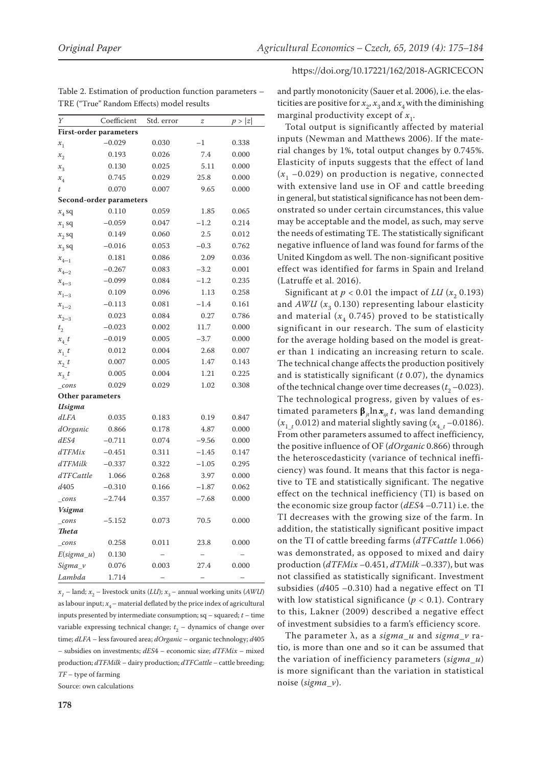Table 2. Estimation of production function parameters – TRE ("True" Random Effects) model results

| $Y$ | Coefficient | Std. error | $z$ | $p > \|z\|$ |
|---|---|---|---|---|
| **First-order parameters** | | | | |
| $x_1$ | –0.029 | 0.030 | –1 | 0.338 |
| $x_2$ | 0.193 | 0.026 | 7.4 | 0.000 |
| $x_3$ | 0.130 | 0.025 | 5.11 | 0.000 |
| $x_4$ | 0.745 | 0.029 | 25.8 | 0.000 |
| $t$ | 0.070 | 0.007 | 9.65 | 0.000 |
| **Second-order parameters** | | | | |
| $x_4$ sq | 0.110 | 0.059 | 1.85 | 0.065 |
| $x_1$ sq | –0.059 | 0.047 | –1.2 | 0.214 |
| $x_2$ sq | 0.149 | 0.060 | 2.5 | 0.012 |
| $x_3$ sq | –0.016 | 0.053 | –0.3 | 0.762 |
| $x_{4–1}$ | 0.181 | 0.086 | 2.09 | 0.036 |
| $x_{4–2}$ | –0.267 | 0.083 | –3.2 | 0.001 |
| $x_{4–3}$ | –0.099 | 0.084 | –1.2 | 0.235 |
| $x_{1–3}$ | 0.109 | 0.096 | 1.13 | 0.258 |
| $x_{1–2}$ | –0.113 | 0.081 | –1.4 | 0.161 |
| $x_{2–3}$ | 0.023 | 0.084 | 0.27 | 0.786 |
| $t_2$ | –0.023 | 0.002 | 11.7 | 0.000 |
| $x_{4\_}t$ | –0.019 | 0.005 | –3.7 | 0.000 |
| $x_{1\_}t$ | 0.012 | 0.004 | 2.68 | 0.007 |
| $x_{2\_}t$ | 0.007 | 0.005 | 1.47 | 0.143 |
| $x_{3\_}t$ | 0.005 | 0.004 | 1.21 | 0.225 |
| *_cons* | 0.029 | 0.029 | 1.02 | 0.308 |
| **Other parameters** | | | | |
| ***Usigma*** | | | | |
| *dLFA* | 0.035 | 0.183 | 0.19 | 0.847 |
| *dOrganic* | 0.866 | 0.178 | 4.87 | 0.000 |
| *dES4* | –0.711 | 0.074 | –9.56 | 0.000 |
| *dTFMix* | –0.451 | 0.311 | –1.45 | 0.147 |
| *dTFMilk* | –0.337 | 0.322 | –1.05 | 0.295 |
| *dTFCattle* | 1.066 | 0.268 | 3.97 | 0.000 |
| *d405* | –0.310 | 0.166 | –1.87 | 0.062 |
| *_cons* | –2.744 | 0.357 | –7.68 | 0.000 |
| ***Vsigma*** | | | | |
| *_cons* | –5.152 | 0.073 | 70.5 | 0.000 |
| ***Theta*** | | | | |
| *_cons* | 0.258 | 0.011 | 23.8 | 0.000 |
| *E(sigma_u)* | 0.130 | – | – | – |
| *Sigma_v* | 0.076 | 0.003 | 27.4 | 0.000 |
| *Lambda* | 1.714 | – | – | – |

$x_1$ – land; $x_2$ – livestock units (*LU*); $x_3$ – annual working units (*AWU*) as labour input; $x_4$ – material deflated by the price index of agricultural inputs presented by intermediate consumption; sq – squared; $t$ – time variable expressing technical change; $t_2$ – dynamics of change over time; *dLFA* – less favoured area; *dOrganic* – organic technology; *d405* – subsidies on investments; *dES4* – economic size; *dTFMix* – mixed production; *dTFMilk* – dairy production; *dTFCattle* – cattle breeding; *TF* – type of farming

Source: own calculations

and partly monotonicity (Sauer et al. 2006), i.e. the elasticities are positive for $x_2$, $x_3$ and $x_4$ with the diminishing marginal productivity except of $x_1$.

Total output is significantly affected by material inputs (Newman and Matthews 2006). If the material changes by 1%, total output changes by 0.745%. Elasticity of inputs suggests that the effect of land ($x_1$ –0.029) on production is negative, connected with extensive land use in OF and cattle breeding in general, but statistical significance has not been demonstrated so under certain circumstances, this value may be acceptable and the model, as such, may serve the needs of estimating TE. The statistically significant negative influence of land was found for farms of the United Kingdom as well. The non-significant positive effect was identified for farms in Spain and Ireland (Latruffe et al. 2016).

Significant at $p < 0.01$ the impact of *LU* ($x_2$ 0.193) and *AWU* ($x_3$ 0.130) representing labour elasticity and material ($x_4$ 0.745) proved to be statistically significant in our research. The sum of elasticity for the average holding based on the model is greater than 1 indicating an increasing return to scale. The technical change affects the production positively and is statistically significant ($t$ 0.07), the dynamics of the technical change over time decreases ($t_2$ –0.023). The technological progress, given by values of estimated parameters $\boldsymbol{\beta}_{jt} \ln \boldsymbol{x}_{ijt}\, t$, was land demanding ($x_{1\_t}$ 0.012) and material slightly saving ($x_{4\_t}$ –0.0186). From other parameters assumed to affect inefficiency, the positive influence of OF (*dOrganic* 0.866) through the heteroscedasticity (variance of technical inefficiency) was found. It means that this factor is negative to TE and statistically significant. The negative effect on the technical inefficiency (TI) is based on the economic size group factor (*dES4* –0.711) i.e. the TI decreases with the growing size of the farm. In addition, the statistically significant positive impact on the TI of cattle breeding farms (*dTFCattle* 1.066) was demonstrated, as opposed to mixed and dairy production (*dTFMix* –0.451, *dTFMilk* –0.337), but was not classified as statistically significant. Investment subsidies (*d405* –0.310) had a negative effect on TI with low statistical significance ($p < 0.1$). Contrary to this, Lakner (2009) described a negative effect of investment subsidies to a farm's efficiency score.

The parameter λ, as a *sigma_u* and *sigma_v* ratio, is more than one and so it can be assumed that the variation of inefficiency parameters (*sigma_u*) is more significant than the variation in statistical noise (*sigma_v*).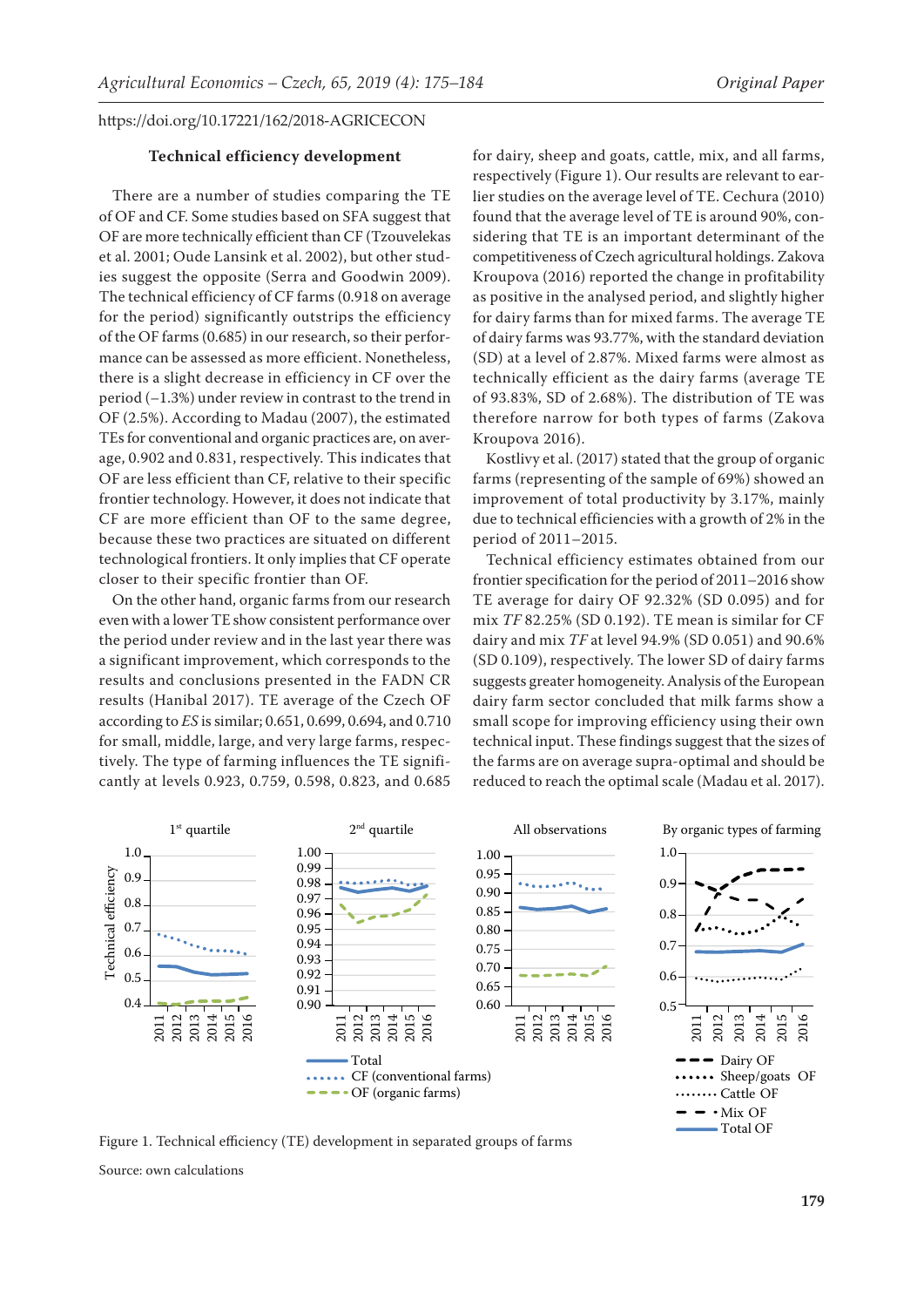### Technical efficiency development

There are a number of studies comparing the TE of OF and CF. Some studies based on SFA suggest that OF are more technically efficient than CF (Tzouvelekas et al. 2001; Oude Lansink et al. 2002), but other studies suggest the opposite (Serra and Goodwin 2009). The technical efficiency of CF farms (0.918 on average for the period) significantly outstrips the efficiency of the OF farms (0.685) in our research, so their performance can be assessed as more efficient. Nonetheless, there is a slight decrease in efficiency in CF over the period (–1.3%) under review in contrast to the trend in OF (2.5%). According to Madau (2007), the estimated TEs for conventional and organic practices are, on average, 0.902 and 0.831, respectively. This indicates that OF are less efficient than CF, relative to their specific frontier technology. However, it does not indicate that CF are more efficient than OF to the same degree, because these two practices are situated on different technological frontiers. It only implies that CF operate closer to their specific frontier than OF.

On the other hand, organic farms from our research even with a lower TE show consistent performance over the period under review and in the last year there was a significant improvement, which corresponds to the results and conclusions presented in the FADN CR results (Hanibal 2017). TE average of the Czech OF according to *ES* is similar; 0.651, 0.699, 0.694, and 0.710 for small, middle, large, and very large farms, respectively. The type of farming influences the TE significantly at levels 0.923, 0.759, 0.598, 0.823, and 0.685 for dairy, sheep and goats, cattle, mix, and all farms, respectively (Figure 1). Our results are relevant to earlier studies on the average level of TE. Cechura (2010) found that the average level of TE is around 90%, considering that TE is an important determinant of the competitiveness of Czech agricultural holdings. Zakova Kroupova (2016) reported the change in profitability as positive in the analysed period, and slightly higher for dairy farms than for mixed farms. The average TE of dairy farms was 93.77%, with the standard deviation (SD) at a level of 2.87%. Mixed farms were almost as technically efficient as the dairy farms (average TE of 93.83%, SD of 2.68%). The distribution of TE was therefore narrow for both types of farms (Zakova Kroupova 2016).

Kostlivy et al. (2017) stated that the group of organic farms (representing of the sample of 69%) showed an improvement of total productivity by 3.17%, mainly due to technical efficiencies with a growth of 2% in the period of 2011–2015.

Technical efficiency estimates obtained from our frontier specification for the period of 2011–2016 show TE average for dairy OF 92.32% (SD 0.095) and for mix *TF* 82.25% (SD 0.192). TE mean is similar for CF dairy and mix *TF* at level 94.9% (SD 0.051) and 90.6% (SD 0.109), respectively. The lower SD of dairy farms suggests greater homogeneity. Analysis of the European dairy farm sector concluded that milk farms show a small scope for improving efficiency using their own technical input. These findings suggest that the sizes of the farms are on average supra-optimal and should be reduced to reach the optimal scale (Madau et al. 2017).

Figure 1. Technical efficiency (TE) development in separated groups of farms

Source: own calculations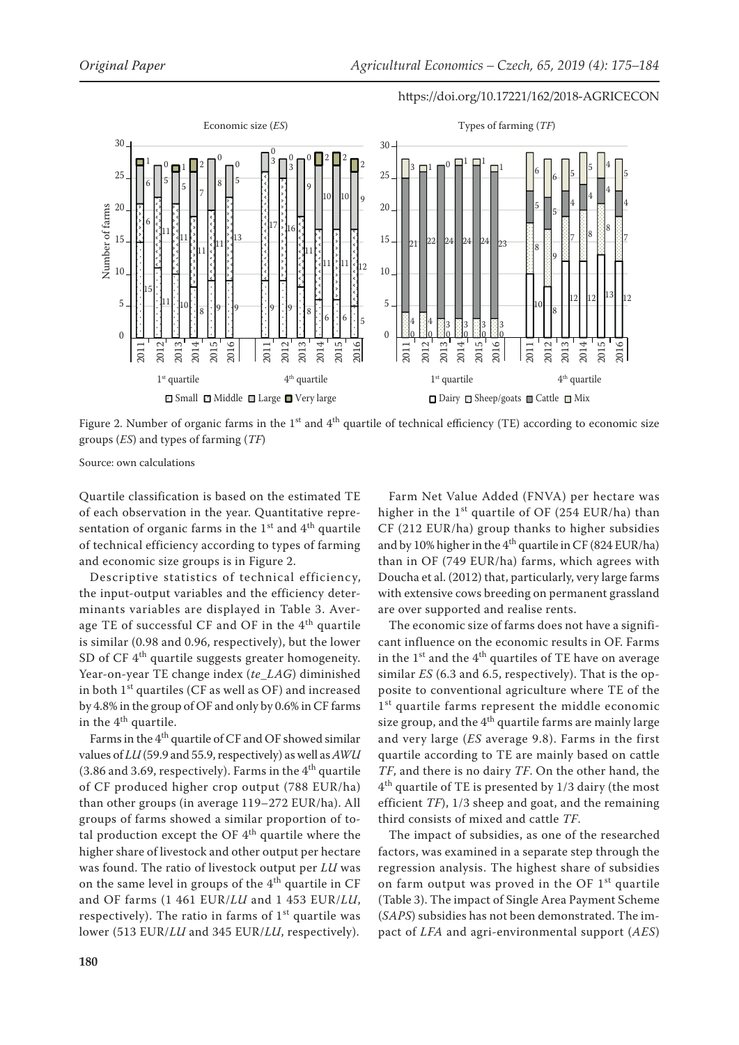Figure 2. Number of organic farms in the 1st and 4th quartile of technical efficiency (TE) according to economic size groups (*ES*) and types of farming (*TF*)

Source: own calculations

Quartile classification is based on the estimated TE of each observation in the year. Quantitative representation of organic farms in the 1st and 4th quartile of technical efficiency according to types of farming and economic size groups is in Figure 2.

Descriptive statistics of technical efficiency, the input-output variables and the efficiency determinants variables are displayed in Table 3. Average TE of successful CF and OF in the 4th quartile is similar (0.98 and 0.96, respectively), but the lower SD of CF 4th quartile suggests greater homogeneity. Year-on-year TE change index (*te_LAG*) diminished in both 1st quartiles (CF as well as OF) and increased by 4.8% in the group of OF and only by 0.6% in CF farms in the 4th quartile.

Farms in the 4th quartile of CF and OF showed similar values of *LU* (59.9 and 55.9, respectively) as well as *AWU* (3.86 and 3.69, respectively). Farms in the 4th quartile of CF produced higher crop output (788 EUR/ha) than other groups (in average 119–272 EUR/ha). All groups of farms showed a similar proportion of total production except the OF 4th quartile where the higher share of livestock and other output per hectare was found. The ratio of livestock output per *LU* was on the same level in groups of the 4th quartile in CF and OF farms (1 461 EUR/*LU* and 1 453 EUR/*LU*, respectively). The ratio in farms of 1st quartile was lower (513 EUR/*LU* and 345 EUR/*LU*, respectively).

Farm Net Value Added (FNVA) per hectare was higher in the 1st quartile of OF (254 EUR/ha) than CF (212 EUR/ha) group thanks to higher subsidies and by 10% higher in the 4th quartile in CF (824 EUR/ha) than in OF (749 EUR/ha) farms, which agrees with Doucha et al. (2012) that, particularly, very large farms with extensive cows breeding on permanent grassland are over supported and realise rents.

The economic size of farms does not have a significant influence on the economic results in OF. Farms in the 1st and the 4th quartiles of TE have on average similar *ES* (6.3 and 6.5, respectively). That is the opposite to conventional agriculture where TE of the 1st quartile farms represent the middle economic size group, and the 4th quartile farms are mainly large and very large (*ES* average 9.8). Farms in the first quartile according to TE are mainly based on cattle *TF*, and there is no dairy *TF*. On the other hand, the 4th quartile of TE is presented by 1/3 dairy (the most efficient *TF*), 1/3 sheep and goat, and the remaining third consists of mixed and cattle *TF*.

The impact of subsidies, as one of the researched factors, was examined in a separate step through the regression analysis. The highest share of subsidies on farm output was proved in the OF 1st quartile (Table 3). The impact of Single Area Payment Scheme (*SAPS*) subsidies has not been demonstrated. The impact of *LFA* and agri-environmental support (*AES*)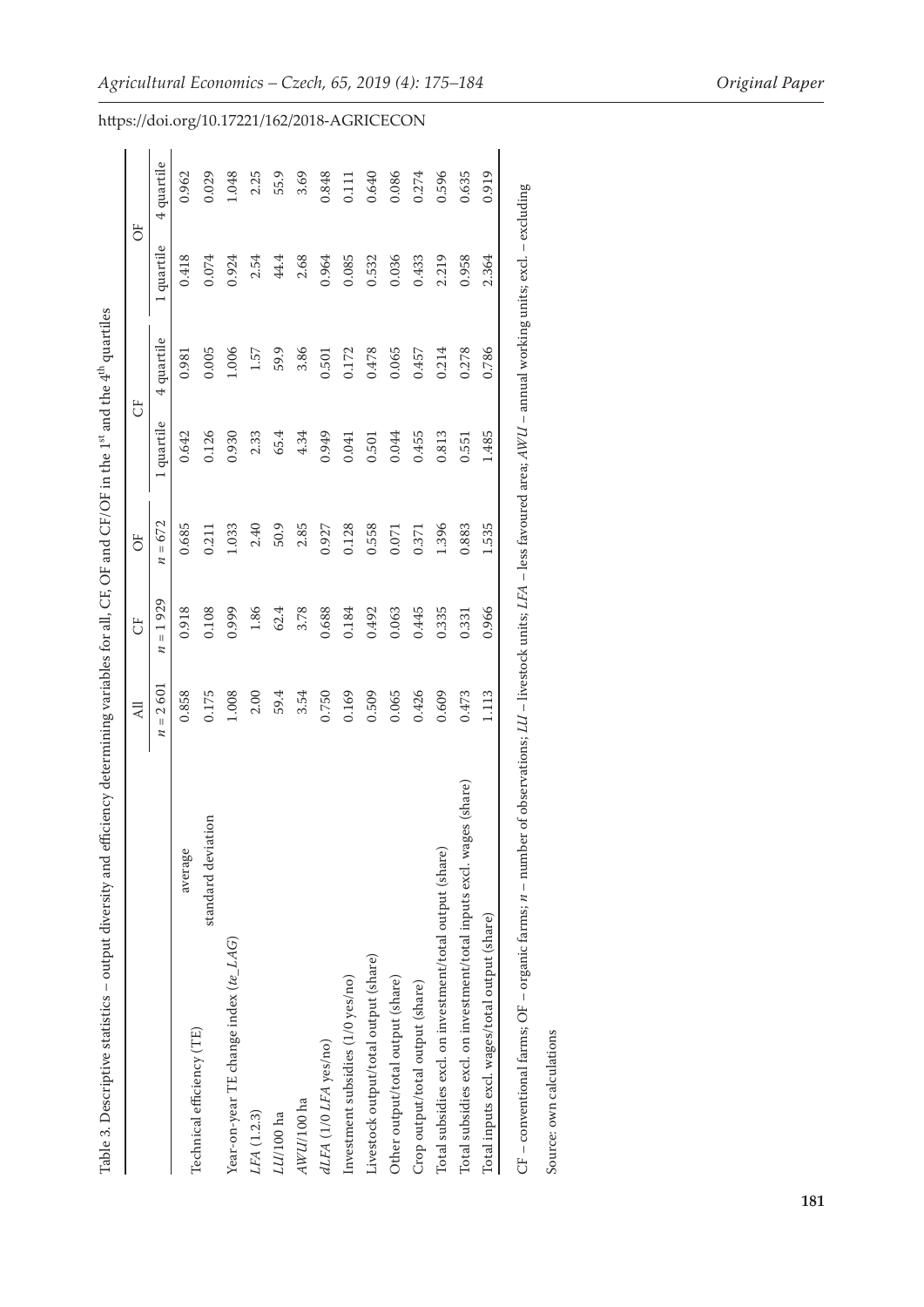Table 3. Descriptive statistics – output diversity and efficiency determining variables for all, CF, OF and CF/OF in the 1st and the 4th quartiles

| | All | CF | OF | CF | | OF | |
|---|---|---|---|---|---|---|---|
| | $n$ = 2 601 | $n$ = 1 929 | $n$ = 672 | 1 quartile | 4 quartile | 1 quartile | 4 quartile |
| Technical efficiency (TE) average | 0.858 | 0.918 | 0.685 | 0.642 | 0.981 | 0.418 | 0.962 |
| standard deviation | 0.175 | 0.108 | 0.211 | 0.126 | 0.005 | 0.074 | 0.029 |
| Year-on-year TE change index (*te_LAG*) | 1.008 | 0.999 | 1.033 | 0.930 | 1.006 | 0.924 | 1.048 |
| *LFA* (1.2.3) | 2.00 | 1.86 | 2.40 | 2.33 | 1.57 | 2.54 | 2.25 |
| *LU*/100 ha | 59.4 | 62.4 | 50.9 | 65.4 | 59.9 | 44.4 | 55.9 |
| *AWU*/100 ha | 3.54 | 3.78 | 2.85 | 4.34 | 3.86 | 2.68 | 3.69 |
| *dLFA* (1/0 *LFA* yes/no) | 0.750 | 0.688 | 0.927 | 0.949 | 0.501 | 0.964 | 0.848 |
| Investment subsidies (1/0 yes/no) | 0.169 | 0.184 | 0.128 | 0.041 | 0.172 | 0.085 | 0.111 |
| Livestock output/total output (share) | 0.509 | 0.492 | 0.558 | 0.501 | 0.478 | 0.532 | 0.640 |
| Other output/total output (share) | 0.065 | 0.063 | 0.071 | 0.044 | 0.065 | 0.036 | 0.086 |
| Crop output/total output (share) | 0.426 | 0.445 | 0.371 | 0.455 | 0.457 | 0.433 | 0.274 |
| Total subsidies excl. on investment/total output (share) | 0.609 | 0.335 | 1.396 | 0.813 | 0.214 | 2.219 | 0.596 |
| Total subsidies excl. on investment/total inputs excl. wages (share) | 0.473 | 0.331 | 0.883 | 0.551 | 0.278 | 0.958 | 0.635 |
| Total inputs excl. wages/total output (share) | 1.113 | 0.966 | 1.535 | 1.485 | 0.786 | 2.364 | 0.919 |

CF – conventional farms; OF – organic farms; $n$ – number of observations; *LU* – livestock units; *LFA* – less favoured area; *AWU* – annual working units; excl. – excluding

Source: own calculations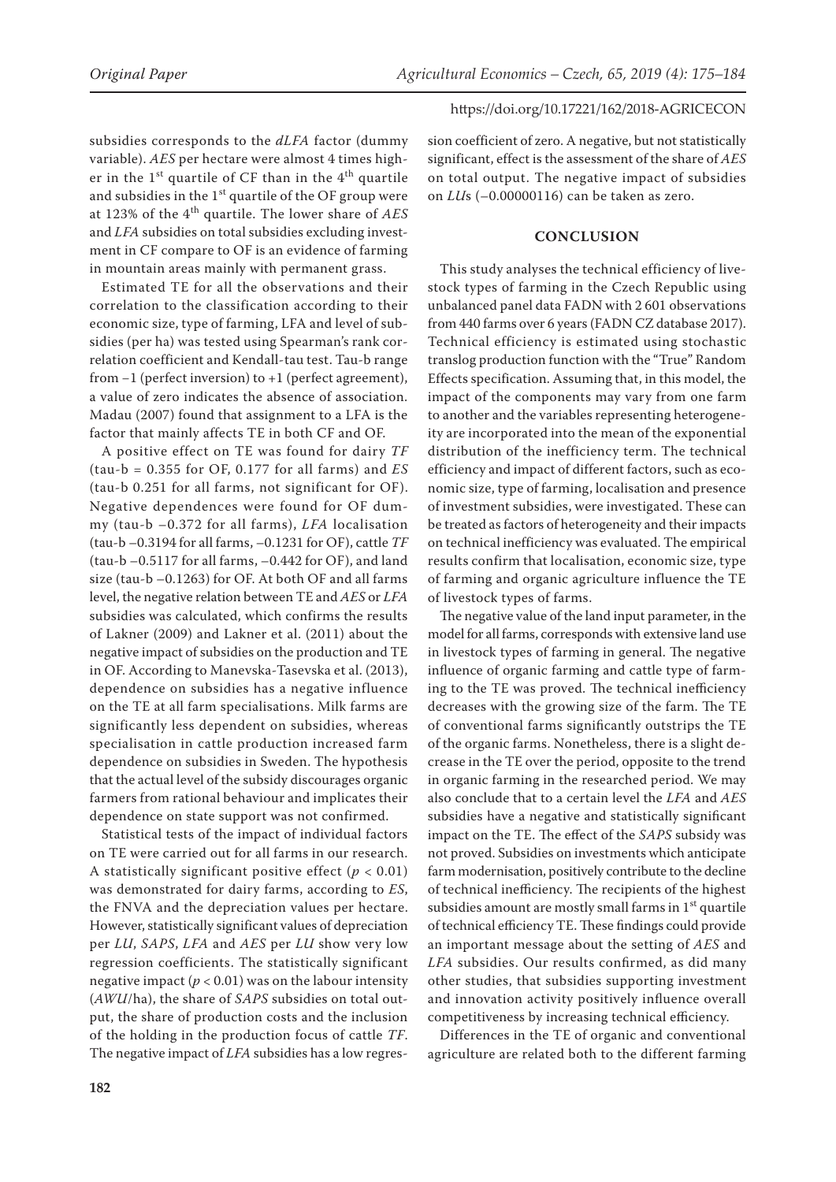subsidies corresponds to the *dLFA* factor (dummy variable). *AES* per hectare were almost 4 times higher in the 1st quartile of CF than in the 4th quartile and subsidies in the 1st quartile of the OF group were at 123% of the 4th quartile. The lower share of *AES* and *LFA* subsidies on total subsidies excluding investment in CF compare to OF is an evidence of farming in mountain areas mainly with permanent grass.

Estimated TE for all the observations and their correlation to the classification according to their economic size, type of farming, LFA and level of subsidies (per ha) was tested using Spearman's rank correlation coefficient and Kendall-tau test. Tau-b range from –1 (perfect inversion) to +1 (perfect agreement), a value of zero indicates the absence of association. Madau (2007) found that assignment to a LFA is the factor that mainly affects TE in both CF and OF.

A positive effect on TE was found for dairy *TF* (tau-b = 0.355 for OF, 0.177 for all farms) and *ES* (tau-b 0.251 for all farms, not significant for OF). Negative dependences were found for OF dummy (tau-b –0.372 for all farms), *LFA* localisation (tau-b –0.3194 for all farms, –0.1231 for OF), cattle *TF* (tau-b –0.5117 for all farms, –0.442 for OF), and land size (tau-b –0.1263) for OF. At both OF and all farms level, the negative relation between TE and *AES* or *LFA* subsidies was calculated, which confirms the results of Lakner (2009) and Lakner et al. (2011) about the negative impact of subsidies on the production and TE in OF. According to Manevska-Tasevska et al. (2013), dependence on subsidies has a negative influence on the TE at all farm specialisations. Milk farms are significantly less dependent on subsidies, whereas specialisation in cattle production increased farm dependence on subsidies in Sweden. The hypothesis that the actual level of the subsidy discourages organic farmers from rational behaviour and implicates their dependence on state support was not confirmed.

Statistical tests of the impact of individual factors on TE were carried out for all farms in our research. A statistically significant positive effect ($p < 0.01$) was demonstrated for dairy farms, according to *ES*, the FNVA and the depreciation values per hectare. However, statistically significant values of depreciation per *LU*, *SAPS*, *LFA* and *AES* per *LU* show very low regression coefficients. The statistically significant negative impact ($p < 0.01$) was on the labour intensity (*AWU*/ha), the share of *SAPS* subsidies on total output, the share of production costs and the inclusion of the holding in the production focus of cattle *TF*. The negative impact of *LFA* subsidies has a low regression coefficient of zero. A negative, but not statistically significant, effect is the assessment of the share of *AES* on total output. The negative impact of subsidies on *LU*s (–0.00000116) can be taken as zero.

## CONCLUSION

This study analyses the technical efficiency of livestock types of farming in the Czech Republic using unbalanced panel data FADN with 2 601 observations from 440 farms over 6 years (FADN CZ database 2017). Technical efficiency is estimated using stochastic translog production function with the "True" Random Effects specification. Assuming that, in this model, the impact of the components may vary from one farm to another and the variables representing heterogeneity are incorporated into the mean of the exponential distribution of the inefficiency term. The technical efficiency and impact of different factors, such as economic size, type of farming, localisation and presence of investment subsidies, were investigated. These can be treated as factors of heterogeneity and their impacts on technical inefficiency was evaluated. The empirical results confirm that localisation, economic size, type of farming and organic agriculture influence the TE of livestock types of farms.

The negative value of the land input parameter, in the model for all farms, corresponds with extensive land use in livestock types of farming in general. The negative influence of organic farming and cattle type of farming to the TE was proved. The technical inefficiency decreases with the growing size of the farm. The TE of conventional farms significantly outstrips the TE of the organic farms. Nonetheless, there is a slight decrease in the TE over the period, opposite to the trend in organic farming in the researched period. We may also conclude that to a certain level the *LFA* and *AES* subsidies have a negative and statistically significant impact on the TE. The effect of the *SAPS* subsidy was not proved. Subsidies on investments which anticipate farm modernisation, positively contribute to the decline of technical inefficiency. The recipients of the highest subsidies amount are mostly small farms in 1st quartile of technical efficiency TE. These findings could provide an important message about the setting of *AES* and *LFA* subsidies. Our results confirmed, as did many other studies, that subsidies supporting investment and innovation activity positively influence overall competitiveness by increasing technical efficiency.

Differences in the TE of organic and conventional agriculture are related both to the different farming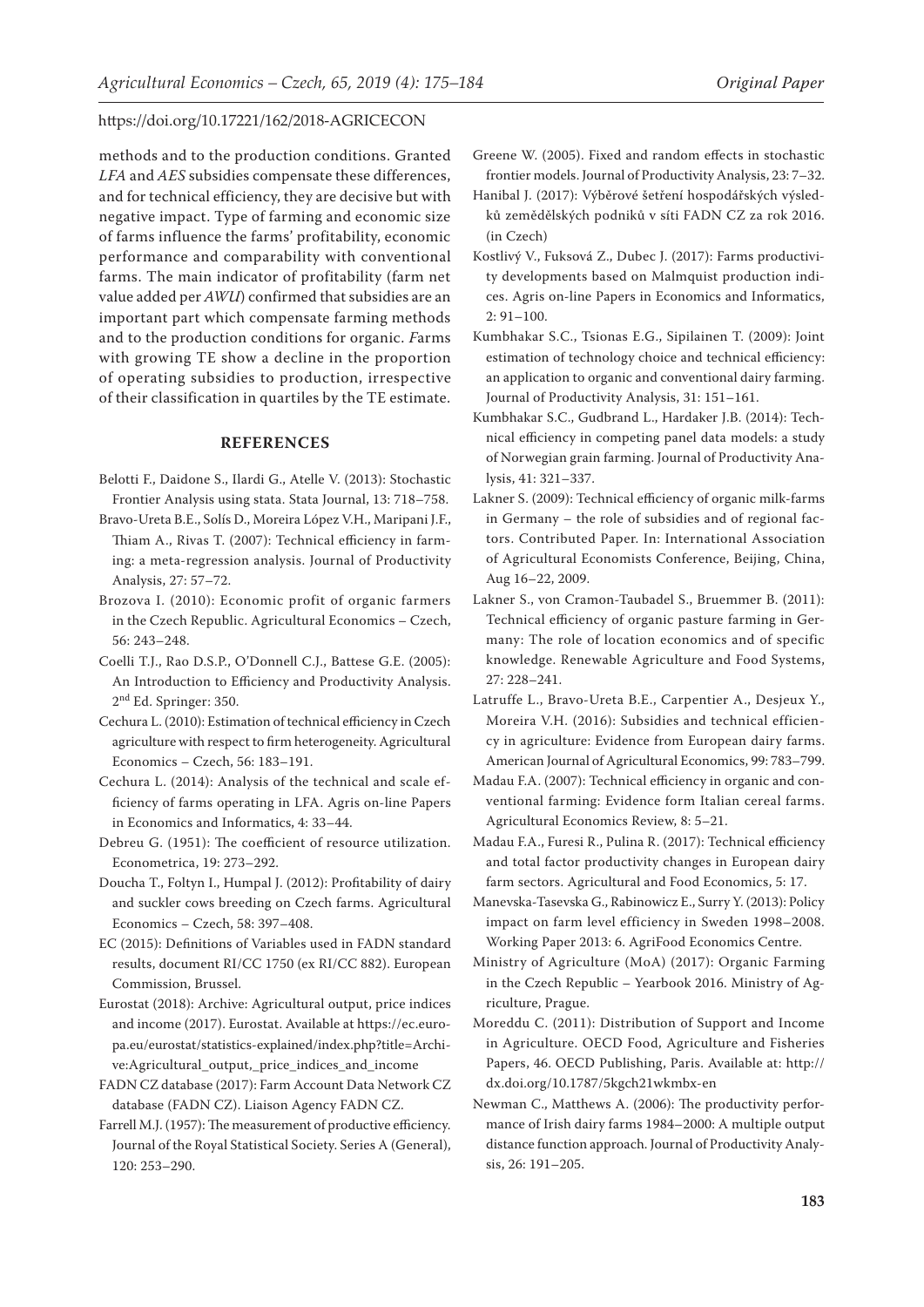methods and to the production conditions. Granted *LFA* and *AES* subsidies compensate these differences, and for technical efficiency, they are decisive but with negative impact. Type of farming and economic size of farms influence the farms' profitability, economic performance and comparability with conventional farms. The main indicator of profitability (farm net value added per *AWU*) confirmed that subsidies are an important part which compensate farming methods and to the production conditions for organic. *F*arms with growing TE show a decline in the proportion of operating subsidies to production, irrespective of their classification in quartiles by the TE estimate.

## REFERENCES

Belotti F., Daidone S., Ilardi G., Atelle V. (2013): Stochastic Frontier Analysis using stata. Stata Journal, 13: 718–758.

Bravo-Ureta B.E., Solís D., Moreira López V.H., Maripani J.F., Thiam A., Rivas T. (2007): Technical efficiency in farming: a meta-regression analysis. Journal of Productivity Analysis, 27: 57–72.

Brozova I. (2010): Economic profit of organic farmers in the Czech Republic. Agricultural Economics – Czech, 56: 243–248.

Coelli T.J., Rao D.S.P., O'Donnell C.J., Battese G.E. (2005): An Introduction to Efficiency and Productivity Analysis. 2nd Ed. Springer: 350.

Cechura L. (2010): Estimation of technical efficiency in Czech agriculture with respect to firm heterogeneity. Agricultural Economics – Czech, 56: 183–191.

Cechura L. (2014): Analysis of the technical and scale efficiency of farms operating in LFA. Agris on-line Papers in Economics and Informatics, 4: 33–44.

Debreu G. (1951): The coefficient of resource utilization. Econometrica, 19: 273–292.

Doucha T., Foltyn I., Humpal J. (2012): Profitability of dairy and suckler cows breeding on Czech farms. Agricultural Economics – Czech, 58: 397–408.

EC (2015): Definitions of Variables used in FADN standard results, document RI/CC 1750 (ex RI/CC 882). European Commission, Brussel.

Eurostat (2018): Archive: Agricultural output, price indices and income (2017). Eurostat. Available at https://ec.europa.eu/eurostat/statistics-explained/index.php?title=Archive:Agricultural_output,_price_indices_and_income

FADN CZ database (2017): Farm Account Data Network CZ database (FADN CZ). Liaison Agency FADN CZ.

Farrell M.J. (1957): The measurement of productive efficiency. Journal of the Royal Statistical Society. Series A (General), 120: 253–290.

Greene W. (2005). Fixed and random effects in stochastic frontier models. Journal of Productivity Analysis, 23: 7–32.

Hanibal J. (2017): Výběrové šetření hospodářských výsledků zemědělských podniků v síti FADN CZ za rok 2016. (in Czech)

Kostlivý V., Fuksová Z., Dubec J. (2017): Farms productivity developments based on Malmquist production indices. Agris on-line Papers in Economics and Informatics, 2: 91–100.

Kumbhakar S.C., Tsionas E.G., Sipilainen T. (2009): Joint estimation of technology choice and technical efficiency: an application to organic and conventional dairy farming. Journal of Productivity Analysis, 31: 151–161.

Kumbhakar S.C., Gudbrand L., Hardaker J.B. (2014): Technical efficiency in competing panel data models: a study of Norwegian grain farming. Journal of Productivity Analysis, 41: 321–337.

Lakner S. (2009): Technical efficiency of organic milk-farms in Germany – the role of subsidies and of regional factors. Contributed Paper. In: International Association of Agricultural Economists Conference, Beijing, China, Aug 16–22, 2009.

Lakner S., von Cramon-Taubadel S., Bruemmer B. (2011): Technical efficiency of organic pasture farming in Germany: The role of location economics and of specific knowledge. Renewable Agriculture and Food Systems, 27: 228–241.

Latruffe L., Bravo-Ureta B.E., Carpentier A., Desjeux Y., Moreira V.H. (2016): Subsidies and technical efficiency in agriculture: Evidence from European dairy farms. American Journal of Agricultural Economics, 99: 783–799.

Madau F.A. (2007): Technical efficiency in organic and conventional farming: Evidence form Italian cereal farms. Agricultural Economics Review, 8: 5–21.

Madau F.A., Furesi R., Pulina R. (2017): Technical efficiency and total factor productivity changes in European dairy farm sectors. Agricultural and Food Economics, 5: 17.

Manevska-Tasevska G., Rabinowicz E., Surry Y. (2013): Policy impact on farm level efficiency in Sweden 1998–2008. Working Paper 2013: 6. AgriFood Economics Centre.

Ministry of Agriculture (MoA) (2017): Organic Farming in the Czech Republic – Yearbook 2016. Ministry of Agriculture, Prague.

Moreddu C. (2011): Distribution of Support and Income in Agriculture. OECD Food, Agriculture and Fisheries Papers, 46. OECD Publishing, Paris. Available at: http://dx.doi.org/10.1787/5kgch21wkmbx-en

Newman C., Matthews A. (2006): The productivity performance of Irish dairy farms 1984–2000: A multiple output distance function approach. Journal of Productivity Analysis, 26: 191–205.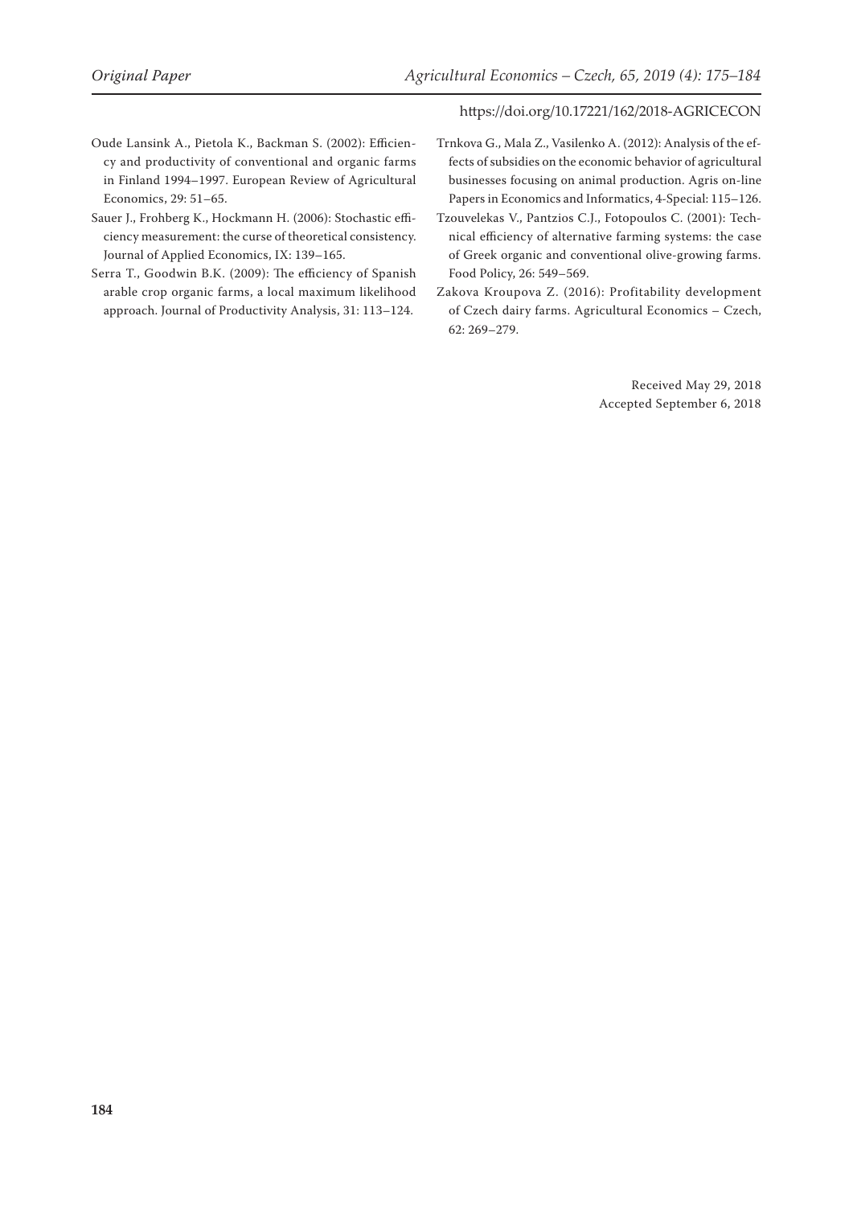Oude Lansink A., Pietola K., Backman S. (2002): Efficiency and productivity of conventional and organic farms in Finland 1994–1997. European Review of Agricultural Economics, 29: 51–65.

Sauer J., Frohberg K., Hockmann H. (2006): Stochastic efficiency measurement: the curse of theoretical consistency. Journal of Applied Economics, IX: 139–165.

Serra T., Goodwin B.K. (2009): The efficiency of Spanish arable crop organic farms, a local maximum likelihood approach. Journal of Productivity Analysis, 31: 113–124.

Trnkova G., Mala Z., Vasilenko A. (2012): Analysis of the effects of subsidies on the economic behavior of agricultural businesses focusing on animal production. Agris on-line Papers in Economics and Informatics, 4-Special: 115–126.

Tzouvelekas V., Pantzios C.J., Fotopoulos C. (2001): Technical efficiency of alternative farming systems: the case of Greek organic and conventional olive-growing farms. Food Policy, 26: 549–569.

Zakova Kroupova Z. (2016): Profitability development of Czech dairy farms. Agricultural Economics – Czech, 62: 269–279.

Received May 29, 2018
Accepted September 6, 2018